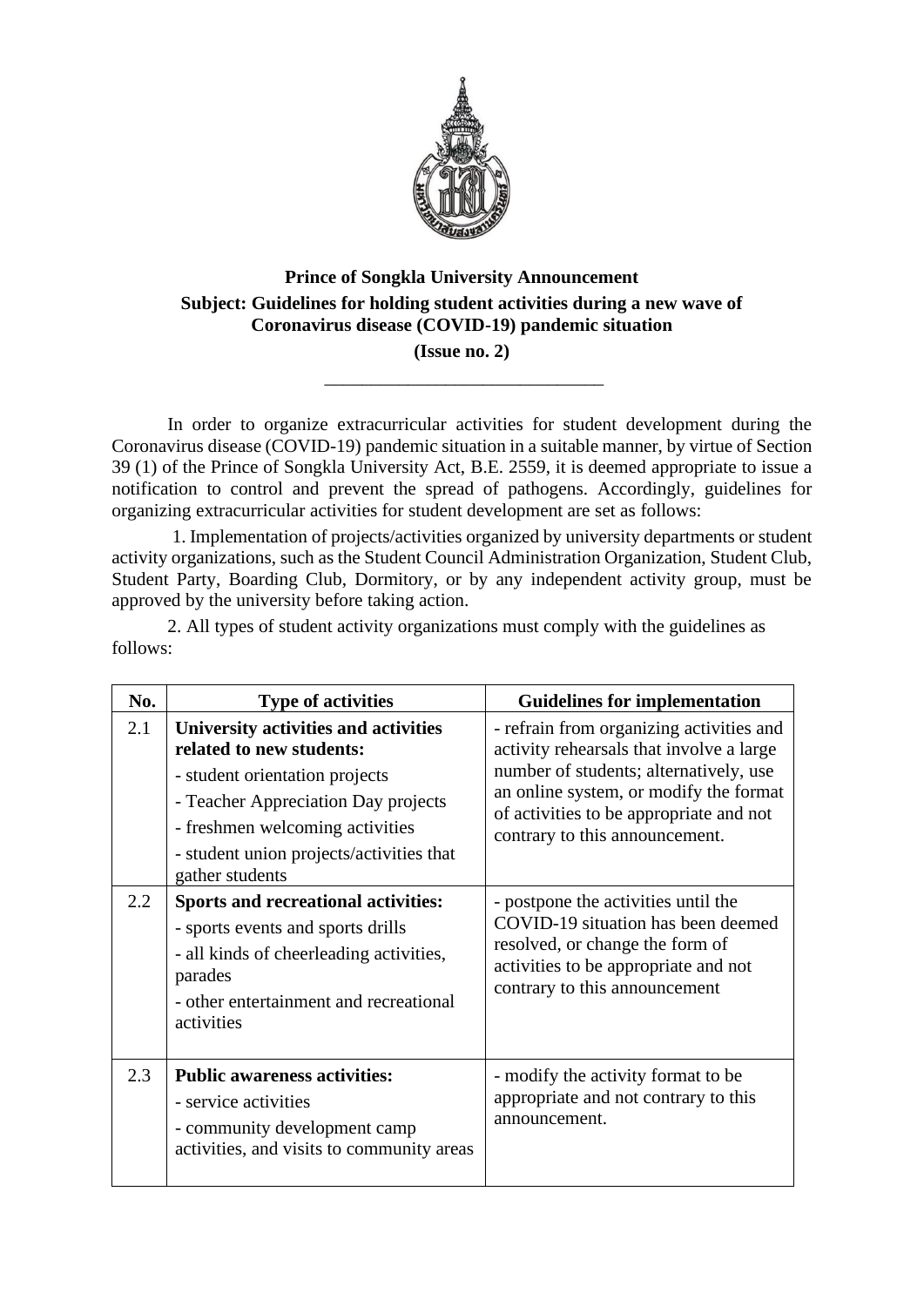**Prince of Songkla University Announcement**

**Subject: Guidelines for holding student activities during a new wave of Coronavirus disease (COVID-19) pandemic situation**

**(Issue no. 2)**

---

In order to organize extracurricular activities for student development during the Coronavirus disease (COVID-19) pandemic situation in a suitable manner, by virtue of Section 39 (1) of the Prince of Songkla University Act, B.E. 2559, it is deemed appropriate to issue a notification to control and prevent the spread of pathogens. Accordingly, guidelines for organizing extracurricular activities for student development are set as follows:

1. Implementation of projects/activities organized by university departments or student activity organizations, such as the Student Council Administration Organization, Student Club, Student Party, Boarding Club, Dormitory, or by any independent activity group, must be approved by the university before taking action.

2. All types of student activity organizations must comply with the guidelines as follows:

| No. | Type of activities | Guidelines for implementation |
|---|---|---|
| 2.1 | **University activities and activities related to new students:**<br>- student orientation projects<br>- Teacher Appreciation Day projects<br>- freshmen welcoming activities<br>- student union projects/activities that gather students | - refrain from organizing activities and activity rehearsals that involve a large number of students; alternatively, use an online system, or modify the format of activities to be appropriate and not contrary to this announcement. |
| 2.2 | **Sports and recreational activities:**<br>- sports events and sports drills<br>- all kinds of cheerleading activities, parades<br>- other entertainment and recreational activities | - postpone the activities until the COVID-19 situation has been deemed resolved, or change the form of activities to be appropriate and not contrary to this announcement |
| 2.3 | **Public awareness activities:**<br>- service activities<br>- community development camp activities, and visits to community areas | - modify the activity format to be appropriate and not contrary to this announcement. |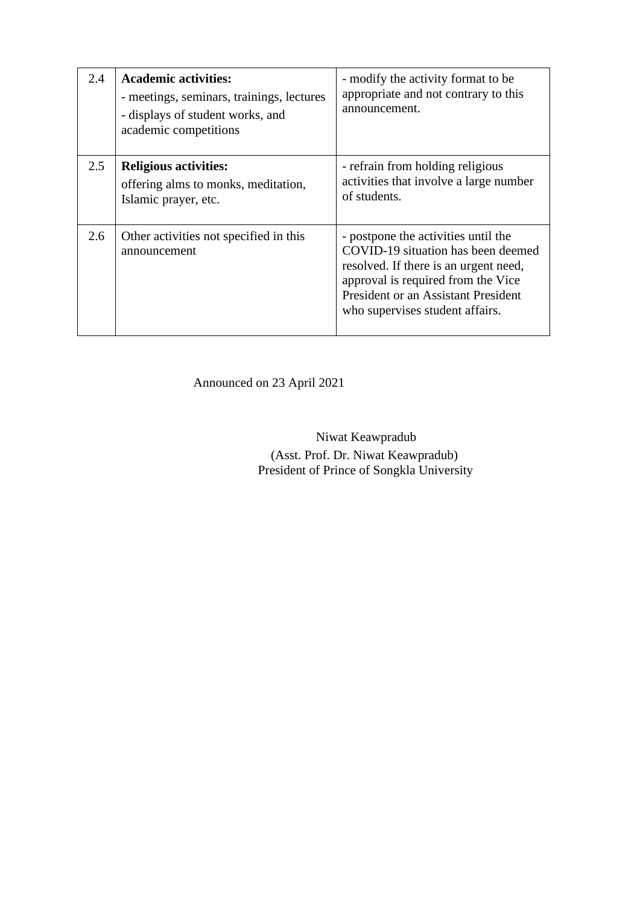| | | |
|---|---|---|
| 2.4 | **Academic activities:**<br>- meetings, seminars, trainings, lectures<br>- displays of student works, and academic competitions | - modify the activity format to be appropriate and not contrary to this announcement. |
| 2.5 | **Religious activities:**<br>offering alms to monks, meditation, Islamic prayer, etc. | - refrain from holding religious activities that involve a large number of students. |
| 2.6 | Other activities not specified in this announcement | - postpone the activities until the COVID-19 situation has been deemed resolved. If there is an urgent need, approval is required from the Vice President or an Assistant President who supervises student affairs. |

Announced on 23 April 2021

Niwat Keawpradub
(Asst. Prof. Dr. Niwat Keawpradub)
President of Prince of Songkla University